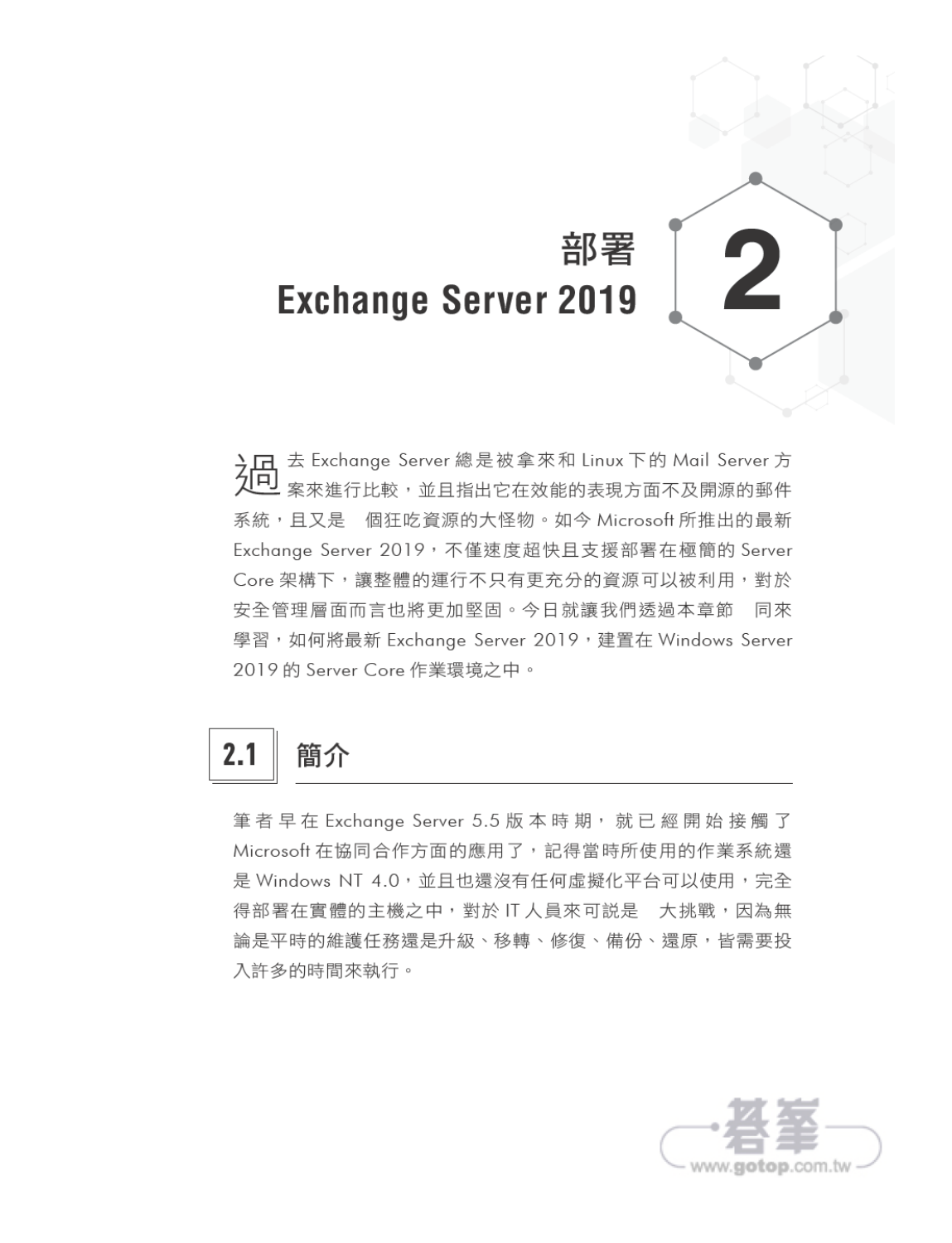# 2 部署 Exchange Server 2019

過去 Exchange Server 總是被拿來和 Linux 下的 Mail Server 方案來進行比較，並且指出它在效能的表現方面不及開源的郵件系統，且又是 個狂吃資源的大怪物。如今 Microsoft 所推出的最新 Exchange Server 2019，不僅速度超快且支援部署在極簡的 Server Core 架構下，讓整體的運行不只有更充分的資源可以被利用，對於安全管理層面而言也將更加堅固。今日就讓我們透過本章節 同來學習，如何將最新 Exchange Server 2019，建置在 Windows Server 2019 的 Server Core 作業環境之中。

## 2.1 簡介

筆者早在 Exchange Server 5.5 版本時期，就已經開始接觸了 Microsoft 在協同合作方面的應用了，記得當時所使用的作業系統還是 Windows NT 4.0，並且也還沒有任何虛擬化平台可以使用，完全得部署在實體的主機之中，對於 IT 人員來可說是 大挑戰，因為無論是平時的維護任務還是升級、移轉、修復、備份、還原，皆需要投入許多的時間來執行。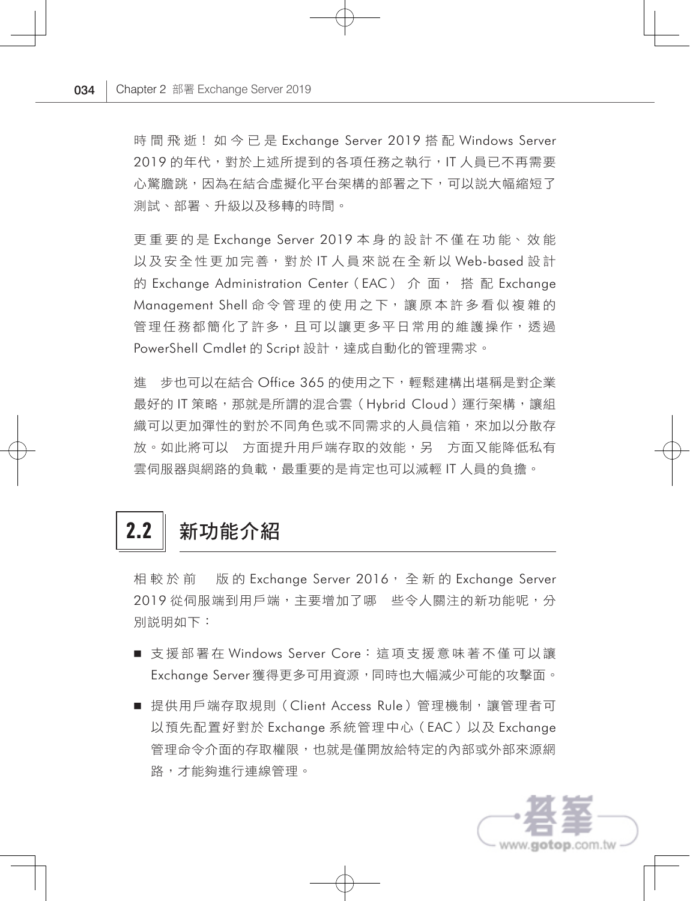時間飛逝！如今已是 Exchange Server 2019 搭配 Windows Server 2019 的年代，對於上述所提到的各項任務之執行，IT 人員已不再需要心驚膽跳，因為在結合虛擬化平台架構的部署之下，可以說大幅縮短了測試、部署、升級以及移轉的時間。

更重要的是 Exchange Server 2019 本身的設計不僅在功能、效能以及安全性更加完善，對於 IT 人員來說在全新以 Web-based 設計的 Exchange Administration Center（EAC）介面，搭配 Exchange Management Shell 命令管理的使用之下，讓原本許多看似複雜的管理任務都簡化了許多，且可以讓更多平日常用的維護操作，透過 PowerShell Cmdlet 的 Script 設計，達成自動化的管理需求。

進一步也可以在結合 Office 365 的使用之下，輕鬆建構出堪稱是對企業最好的 IT 策略，那就是所謂的混合雲（Hybrid Cloud）運行架構，讓組織可以更加彈性的對於不同角色或不同需求的人員信箱，來加以分散存放。如此將可以一方面提升用戶端存取的效能，另一方面又能降低私有雲伺服器與網路的負載，最重要的是肯定也可以減輕 IT 人員的負擔。

## 2.2 新功能介紹

相較於前一版的 Exchange Server 2016，全新的 Exchange Server 2019 從伺服端到用戶端，主要增加了哪一些令人關注的新功能呢，分別說明如下：

- 支援部署在 Windows Server Core：這項支援意味著不僅可以讓 Exchange Server 獲得更多可用資源，同時也大幅減少可能的攻擊面。
- 提供用戶端存取規則（Client Access Rule）管理機制，讓管理者可以預先配置好對於 Exchange 系統管理中心（EAC）以及 Exchange 管理命令介面的存取權限，也就是僅開放給特定的內部或外部來源網路，才能夠進行連線管理。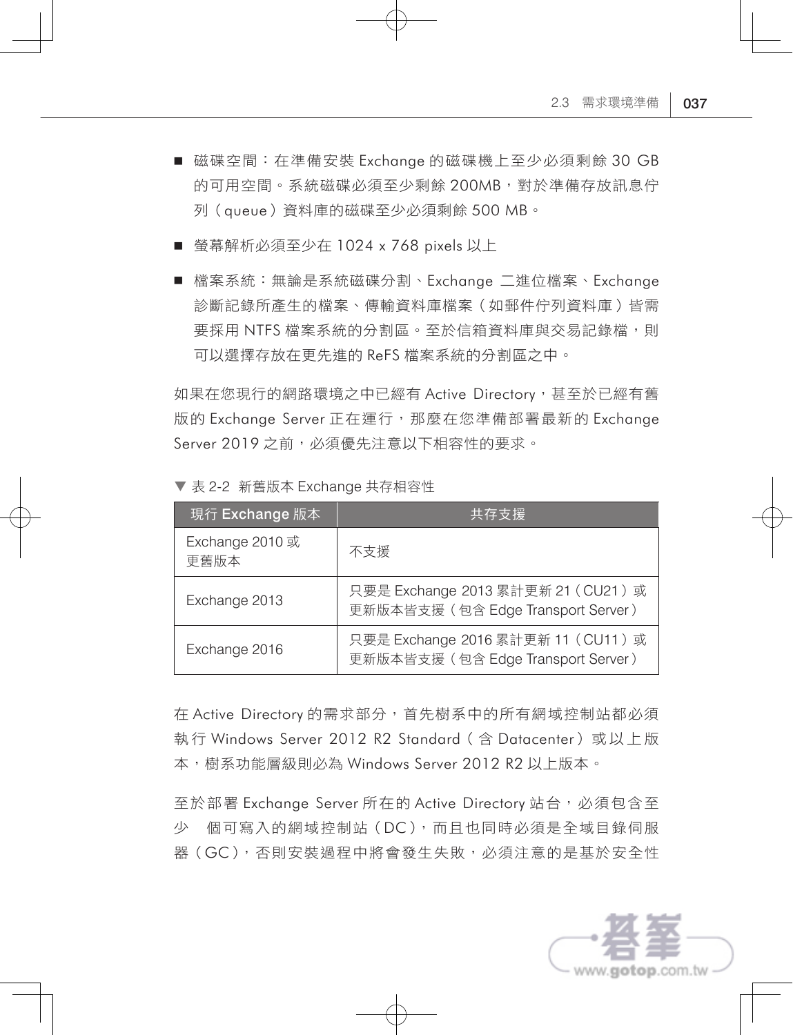- 磁碟空間：在準備安裝 Exchange 的磁碟機上至少必須剩餘 30 GB 的可用空間。系統磁碟必須至少剩餘 200MB，對於準備存放訊息佇列（queue）資料庫的磁碟至少必須剩餘 500 MB。
- 螢幕解析必須至少在 1024 x 768 pixels 以上
- 檔案系統：無論是系統磁碟分割、Exchange 二進位檔案、Exchange 診斷記錄所產生的檔案、傳輸資料庫檔案（如郵件佇列資料庫）皆需要採用 NTFS 檔案系統的分割區。至於信箱資料庫與交易記錄檔，則可以選擇存放在更先進的 ReFS 檔案系統的分割區之中。

如果在您現行的網路環境之中已經有 Active Directory，甚至於已經有舊版的 Exchange Server 正在運行，那麼在您準備部署最新的 Exchange Server 2019 之前，必須優先注意以下相容性的要求。

▼ 表 2-2 新舊版本 Exchange 共存相容性

| 現行 Exchange 版本 | 共存支援 |
|---|---|
| Exchange 2010 或更舊版本 | 不支援 |
| Exchange 2013 | 只要是 Exchange 2013 累計更新 21（CU21）或更新版本皆支援（包含 Edge Transport Server） |
| Exchange 2016 | 只要是 Exchange 2016 累計更新 11（CU11）或更新版本皆支援（包含 Edge Transport Server） |

在 Active Directory 的需求部分，首先樹系中的所有網域控制站都必須執行 Windows Server 2012 R2 Standard（含 Datacenter）或以上版本，樹系功能層級則必為 Windows Server 2012 R2 以上版本。

至於部署 Exchange Server 所在的 Active Directory 站台，必須包含至少 個可寫入的網域控制站（DC），而且也同時必須是全域目錄伺服器（GC），否則安裝過程中將會發生失敗，必須注意的是基於安全性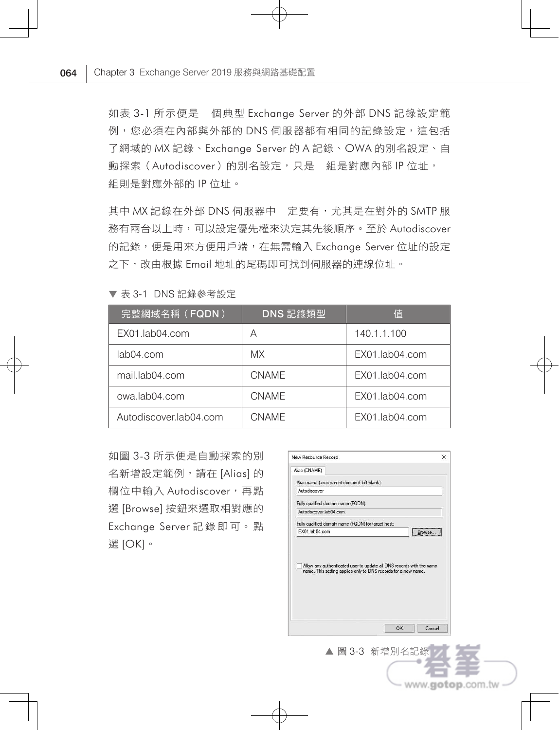如表 3-1 所示便是　個典型 Exchange Server 的外部 DNS 記錄設定範例，您必須在內部與外部的 DNS 伺服器都有相同的記錄設定，這包括了網域的 MX 記錄、Exchange Server 的 A 記錄、OWA 的別名設定、自動探索（Autodiscover）的別名設定，只是　組是對應內部 IP 位址，　組則是對應外部的 IP 位址。

其中 MX 記錄在外部 DNS 伺服器中　定要有，尤其是在對外的 SMTP 服務有兩台以上時，可以設定優先權來決定其先後順序。至於 Autodiscover 的記錄，便是用來方便用戶端，在無需輸入 Exchange Server 位址的設定之下，改由根據 Email 地址的尾碼即可找到伺服器的連線位址。

▼ 表 3-1 DNS 記錄參考設定

| 完整網域名稱（FQDN） | DNS 記錄類型 | 值 |
|---|---|---|
| EX01.lab04.com | A | 140.1.1.100 |
| lab04.com | MX | EX01.lab04.com |
| mail.lab04.com | CNAME | EX01.lab04.com |
| owa.lab04.com | CNAME | EX01.lab04.com |
| Autodiscover.lab04.com | CNAME | EX01.lab04.com |

如圖 3-3 所示便是自動探索的別名新增設定範例，請在 [Alias] 的欄位中輸入 Autodiscover，再點選 [Browse] 按鈕來選取相對應的 Exchange Server 記錄即可。點選 [OK]。

▲ 圖 3-3 新增別名記錄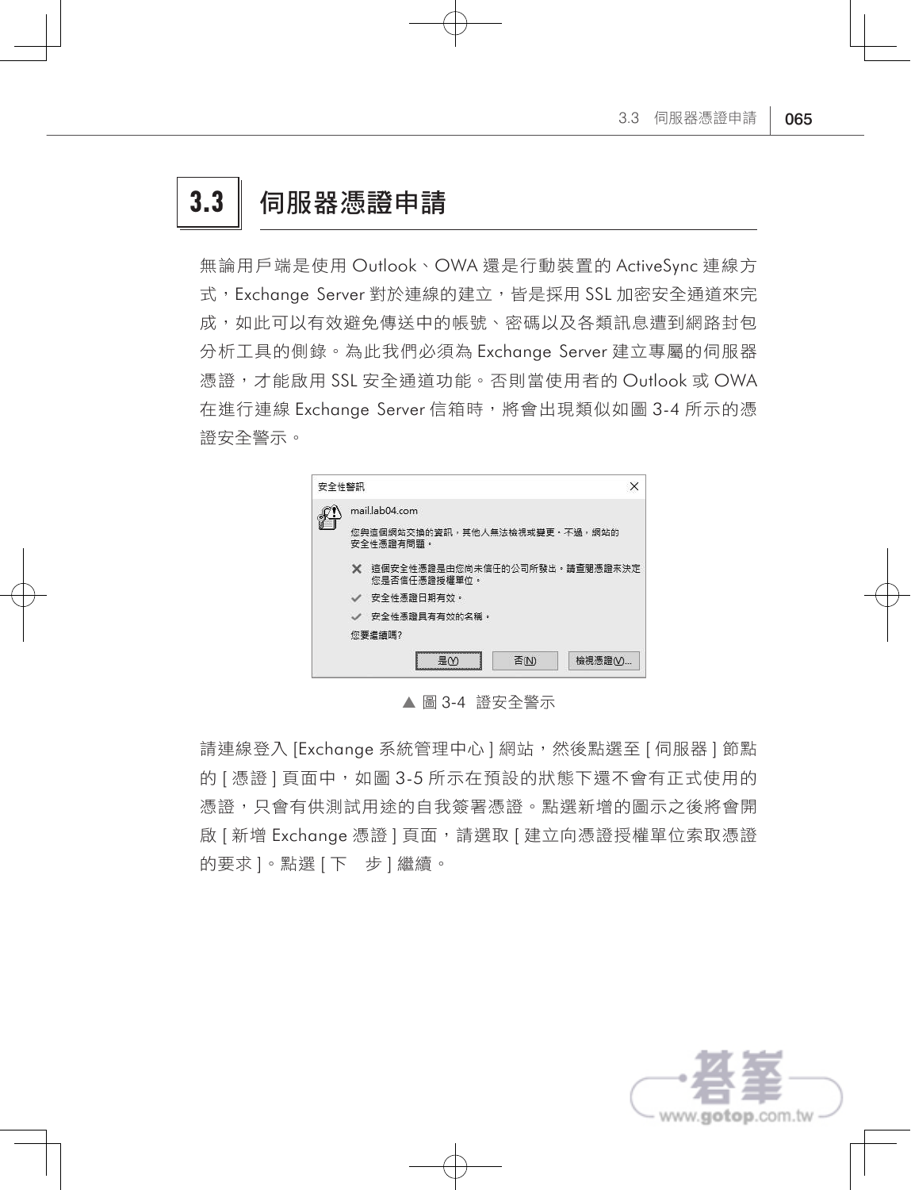## 3.3 伺服器憑證申請

無論用戶端是使用 Outlook、OWA 還是行動裝置的 ActiveSync 連線方式，Exchange Server 對於連線的建立，皆是採用 SSL 加密安全通道來完成，如此可以有效避免傳送中的帳號、密碼以及各類訊息遭到網路封包分析工具的側錄。為此我們必須為 Exchange Server 建立專屬的伺服器憑證，才能啟用 SSL 安全通道功能。否則當使用者的 Outlook 或 OWA 在進行連線 Exchange Server 信箱時，將會出現類似如圖 3-4 所示的憑證安全警示。

▲ 圖 3-4　證安全警示

請連線登入 [Exchange 系統管理中心 ] 網站，然後點選至 [ 伺服器 ] 節點的 [ 憑證 ] 頁面中，如圖 3-5 所示在預設的狀態下還不會有正式使用的憑證，只會有供測試用途的自我簽署憑證。點選新增的圖示之後將會開啟 [ 新增 Exchange 憑證 ] 頁面，請選取 [ 建立向憑證授權單位索取憑證的要求 ]。點選 [ 下　步 ] 繼續。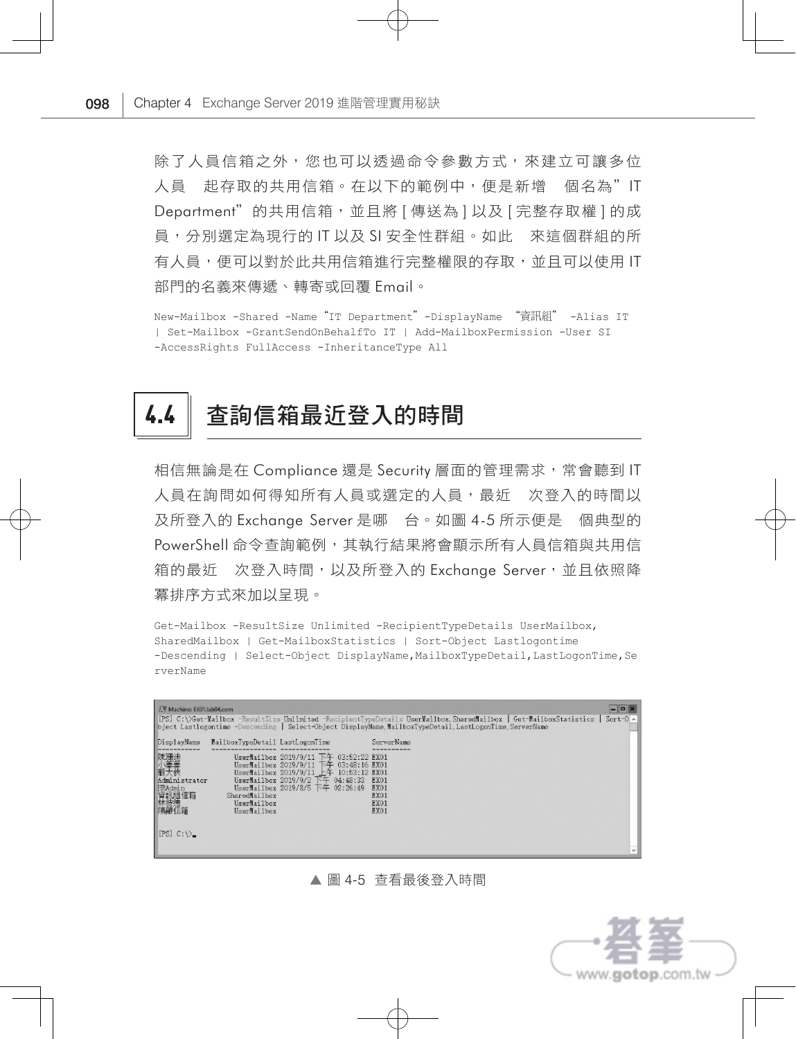除了人員信箱之外，您也可以透過命令參數方式，來建立可讓多位人員　起存取的共用信箱。在以下的範例中，便是新增　個名為”IT Department”的共用信箱，並且將 [ 傳送為 ] 以及 [ 完整存取權 ] 的成員，分別選定為現行的 IT 以及 SI 安全性群組。如此　來這個群組的所有人員，便可以對於此共用信箱進行完整權限的存取，並且可以使用 IT 部門的名義來傳遞、轉寄或回覆 Email。

```
New-Mailbox -Shared -Name“IT Department”-DisplayName “資訊組” -Alias IT
| Set-Mailbox -GrantSendOnBehalfTo IT | Add-MailboxPermission -User SI
-AccessRights FullAccess -InheritanceType All
```

## 4.4 查詢信箱最近登入的時間

相信無論是在 Compliance 還是 Security 層面的管理需求，常會聽到 IT 人員在詢問如何得知所有人員或選定的人員，最近　次登入的時間以及所登入的 Exchange Server 是哪　台。如圖 4-5 所示便是　個典型的 PowerShell 命令查詢範例，其執行結果將會顯示所有人員信箱與共用信箱的最近　次登入時間，以及所登入的 Exchange Server，並且依照降冪排序方式來加以呈現。

```
Get-Mailbox -ResultSize Unlimited -RecipientTypeDetails UserMailbox,
SharedMailbox | Get-MailboxStatistics | Sort-Object Lastlogontime
-Descending | Select-Object DisplayName,MailboxTypeDetail,LastLogonTime,Se
rverName
```

```
[PS] C:\>Get-Mailbox -ResultSize Unlimited -RecipientTypeDetails UserMailbox,SharedMailbox | Get-MailboxStatistics | Sort-Object Lastlogontime -Descending | Select-Object DisplayName,MailboxTypeDetail,LastLogonTime,ServerName

DisplayName    MailboxTypeDetail LastLogonTime            ServerName
-----------    ----------------- -------------            ----------
陳瑞德              UserMailbox 2019/9/11 下午 03:52:22 EX01
小麥麥              UserMailbox 2019/9/11 下午 03:48:16 EX01
顧大俠              UserMailbox 2019/9/11 上午 10:53:12 EX01
Administrator       UserMailbox 2019/9/2 下午 04:48:33  EX01
HRAdmin             UserMailbox 2019/8/5 下午 02:26:49  EX01
資訊組信箱        SharedMailbox                          EX01
林詩涵              UserMailbox                          EX01
隔離信箱            UserMailbox                          EX01

[PS] C:\>_
```

▲ 圖 4-5　查看最後登入時間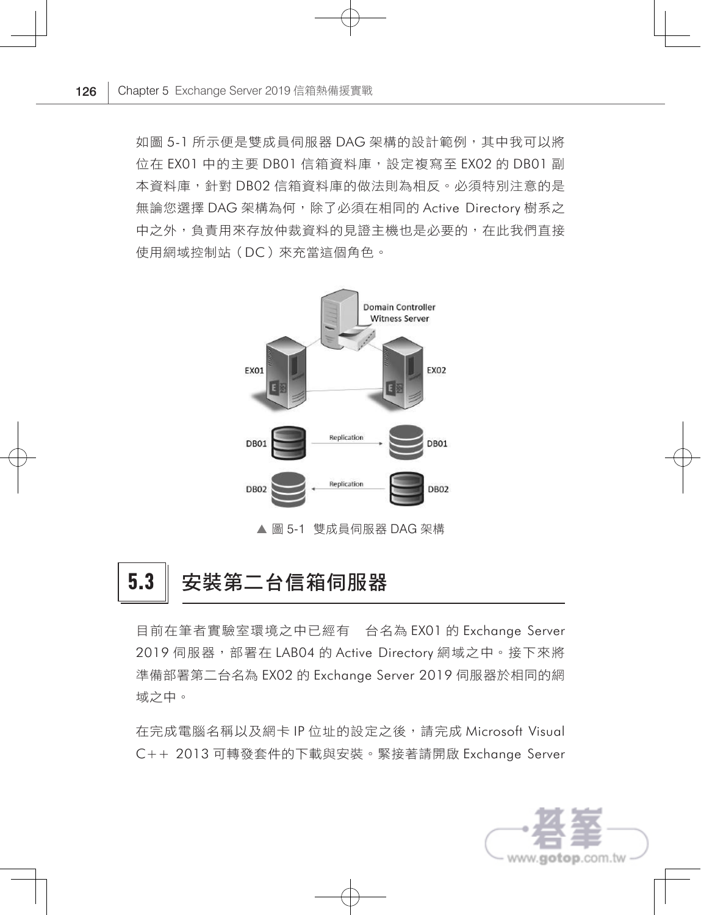如圖 5-1 所示便是雙成員伺服器 DAG 架構的設計範例，其中我可以將位在 EX01 中的主要 DB01 信箱資料庫，設定複寫至 EX02 的 DB01 副本資料庫，針對 DB02 信箱資料庫的做法則為相反。必須特別注意的是無論您選擇 DAG 架構為何，除了必須在相同的 Active Directory 樹系之中之外，負責用來存放仲裁資料的見證主機也是必要的，在此我們直接使用網域控制站（DC）來充當這個角色。

▲ 圖 5-1　雙成員伺服器 DAG 架構

## 5.3 安裝第二台信箱伺服器

目前在筆者實驗室環境之中已經有　台名為 EX01 的 Exchange Server 2019 伺服器，部署在 LAB04 的 Active Directory 網域之中。接下來將準備部署第二台名為 EX02 的 Exchange Server 2019 伺服器於相同的網域之中。

在完成電腦名稱以及網卡 IP 位址的設定之後，請完成 Microsoft Visual C++ 2013 可轉發套件的下載與安裝。緊接著請開啟 Exchange Server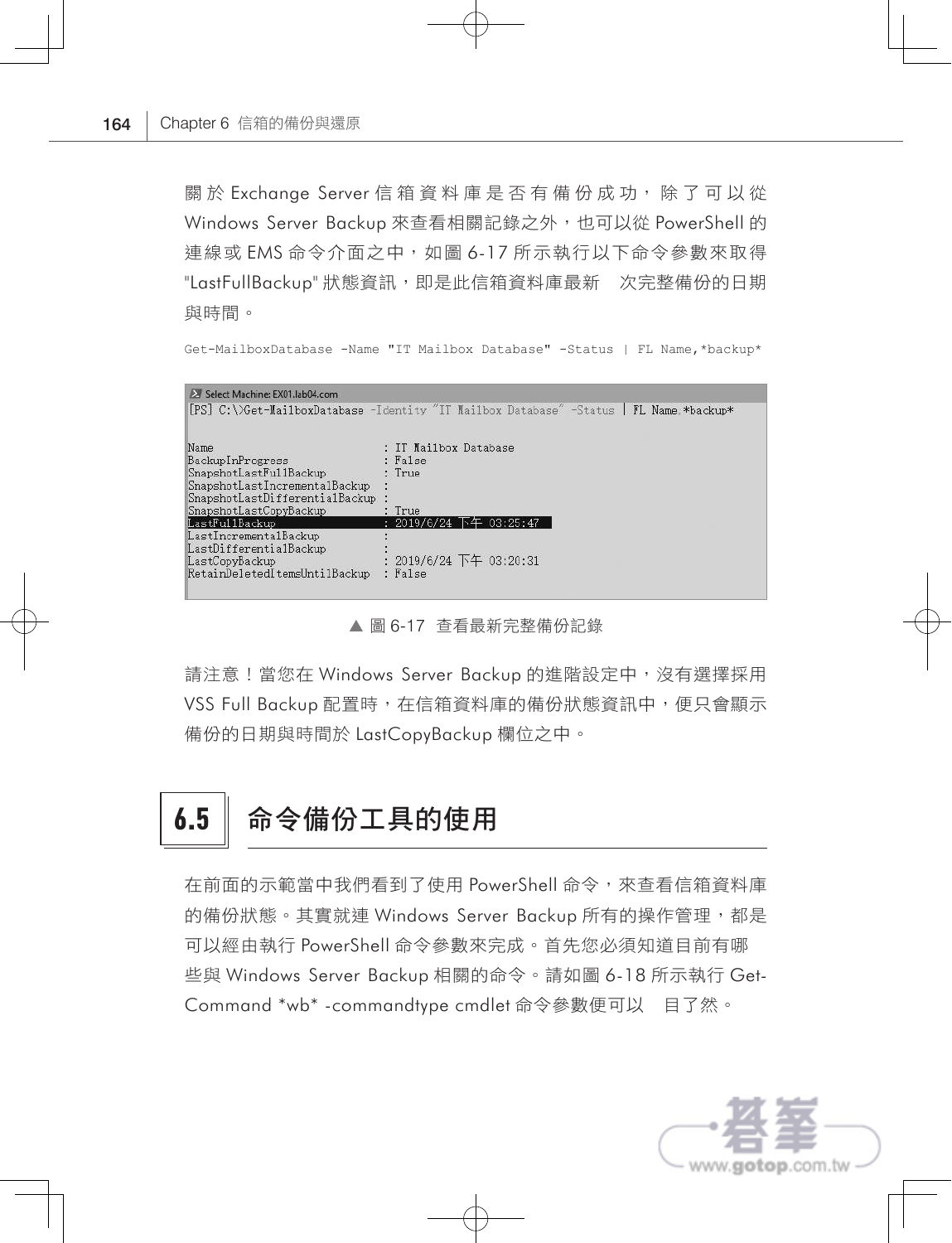關於 Exchange Server 信箱資料庫是否有備份成功，除了可以從 Windows Server Backup 來查看相關記錄之外，也可以從 PowerShell 的連線或 EMS 命令介面之中，如圖 6-17 所示執行以下命令參數來取得 "LastFullBackup" 狀態資訊，即是此信箱資料庫最新　次完整備份的日期與時間。

```
Get-MailboxDatabase -Name "IT Mailbox Database" -Status | FL Name,*backup*
```

```
Select Machine: EX01.lab04.com
[PS] C:\>Get-MailboxDatabase -Identity "IT Mailbox Database" -Status | FL Name,*backup*


Name                          : IT Mailbox Database
BackupInProgress              : False
SnapshotLastFullBackup        : True
SnapshotLastIncrementalBackup :
SnapshotLastDifferentialBackup :
SnapshotLastCopyBackup        : True
LastFullBackup                : 2019/6/24 下午 03:25:47
LastIncrementalBackup         :
LastDifferentialBackup        :
LastCopyBackup                : 2019/6/24 下午 03:20:31
RetainDeletedItemsUntilBackup : False
```

▲ 圖 6-17　查看最新完整備份記錄

請注意！當您在 Windows Server Backup 的進階設定中，沒有選擇採用 VSS Full Backup 配置時，在信箱資料庫的備份狀態資訊中，便只會顯示備份的日期與時間於 LastCopyBackup 欄位之中。

## 6.5 命令備份工具的使用

在前面的示範當中我們看到了使用 PowerShell 命令，來查看信箱資料庫的備份狀態。其實就連 Windows Server Backup 所有的操作管理，都是可以經由執行 PowerShell 命令參數來完成。首先您必須知道目前有哪些與 Windows Server Backup 相關的命令。請如圖 6-18 所示執行 Get-Command *wb* -commandtype cmdlet 命令參數便可以　目了然。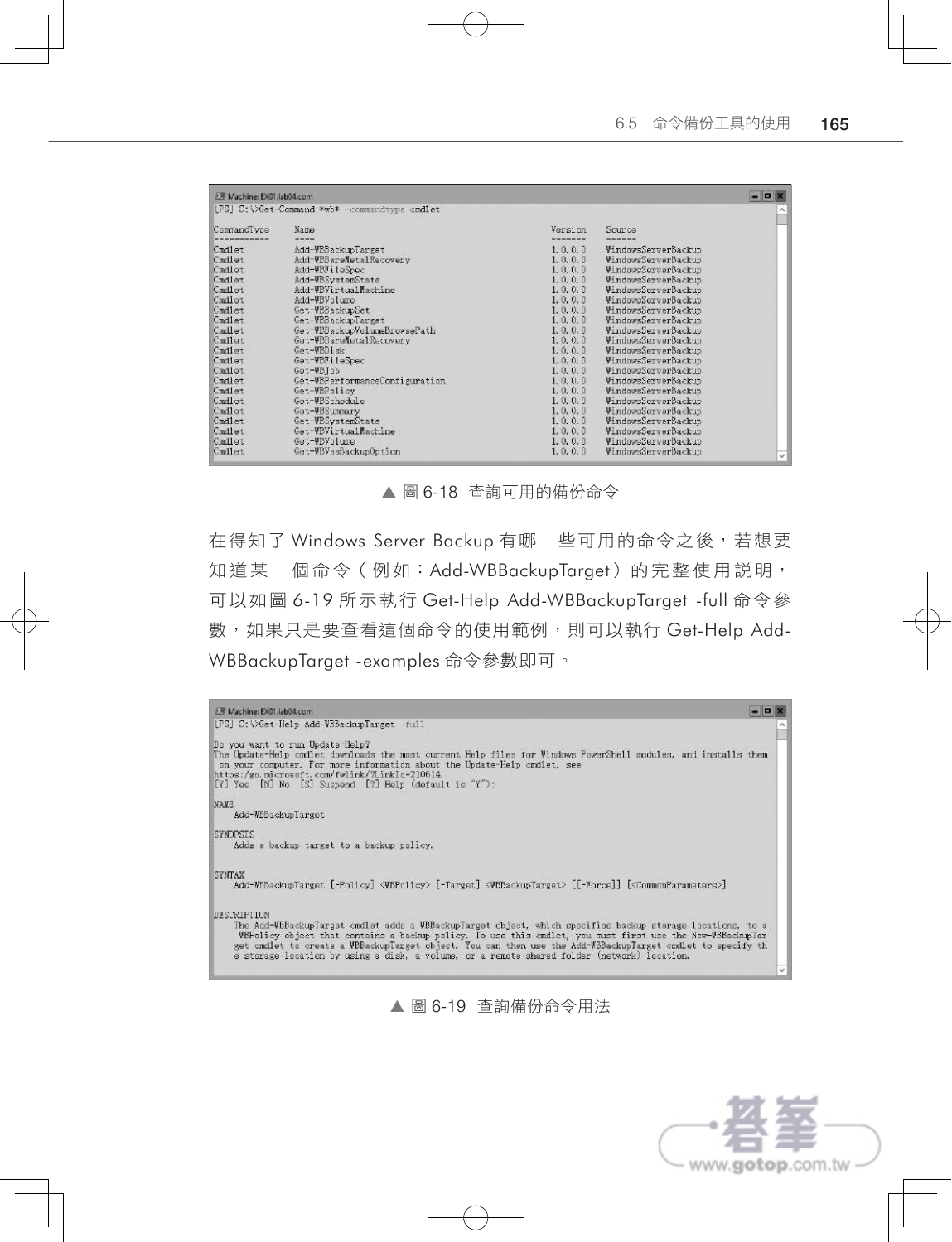```
Machine: EX01.lab04.com
[PS] C:\>Get-Command *wb* -commandtype cmdlet

CommandType     Name                                   Version    Source
-----------     ----                                   -------    ------
Cmdlet          Add-WBBackupTarget                     1.0.0.0    WindowsServerBackup
Cmdlet          Add-WBBareMetalRecovery                1.0.0.0    WindowsServerBackup
Cmdlet          Add-WBFileSpec                         1.0.0.0    WindowsServerBackup
Cmdlet          Add-WBSystemState                      1.0.0.0    WindowsServerBackup
Cmdlet          Add-WBVirtualMachine                   1.0.0.0    WindowsServerBackup
Cmdlet          Add-WBVolume                           1.0.0.0    WindowsServerBackup
Cmdlet          Get-WBBackupSet                        1.0.0.0    WindowsServerBackup
Cmdlet          Get-WBBackupTarget                     1.0.0.0    WindowsServerBackup
Cmdlet          Get-WBBackupVolumeBrowsePath           1.0.0.0    WindowsServerBackup
Cmdlet          Get-WBBareMetalRecovery                1.0.0.0    WindowsServerBackup
Cmdlet          Get-WBDisk                             1.0.0.0    WindowsServerBackup
Cmdlet          Get-WBFileSpec                         1.0.0.0    WindowsServerBackup
Cmdlet          Get-WBJob                              1.0.0.0    WindowsServerBackup
Cmdlet          Get-WBPerformanceConfiguration         1.0.0.0    WindowsServerBackup
Cmdlet          Get-WBPolicy                           1.0.0.0    WindowsServerBackup
Cmdlet          Get-WBSchedule                         1.0.0.0    WindowsServerBackup
Cmdlet          Get-WBSummary                          1.0.0.0    WindowsServerBackup
Cmdlet          Get-WBSystemState                      1.0.0.0    WindowsServerBackup
Cmdlet          Get-WBVirtualMachine                   1.0.0.0    WindowsServerBackup
Cmdlet          Get-WBVolume                           1.0.0.0    WindowsServerBackup
Cmdlet          Get-WBVssBackupOption                  1.0.0.0    WindowsServerBackup
```

▲ 圖 6-18 查詢可用的備份命令

在得知了 Windows Server Backup 有哪　些可用的命令之後，若想要知道某　個命令（例如：Add-WBBackupTarget）的完整使用說明，可以如圖 6-19 所示執行 Get-Help Add-WBBackupTarget -full 命令參數，如果只是要查看這個命令的使用範例，則可以執行 Get-Help Add-WBBackupTarget -examples 命令參數即可。

```
Machine: EX01.lab04.com
[PS] C:\>Get-Help Add-WBBackupTarget -full

Do you want to run Update-Help?
The Update-Help cmdlet downloads the most current Help files for Windows PowerShell modules, and installs them
 on your computer. For more information about the Update-Help cmdlet, see
https://go.microsoft.com/fwlink/?LinkId=210614.
[Y] Yes  [N] No  [S] Suspend  [?] Help (default is "Y"):

NAME
    Add-WBBackupTarget

SYNOPSIS
    Adds a backup target to a backup policy.


SYNTAX
    Add-WBBackupTarget [-Policy] <WBPolicy> [-Target] <WBBackupTarget> [[-Force]] [<CommonParameters>]


DESCRIPTION
    The Add-WBBackupTarget cmdlet adds a WBBackupTarget object, which specifies backup storage locations, to a
    WBPolicy object that contains a backup policy. To use this cmdlet, you must first use the New-WBBackupTar
    get cmdlet to create a WBBackupTarget object. You can then use the Add-WBBackupTarget cmdlet to specify th
    e storage location by using a disk, a volume, or a remote shared folder (network) location.
```

▲ 圖 6-19 查詢備份命令用法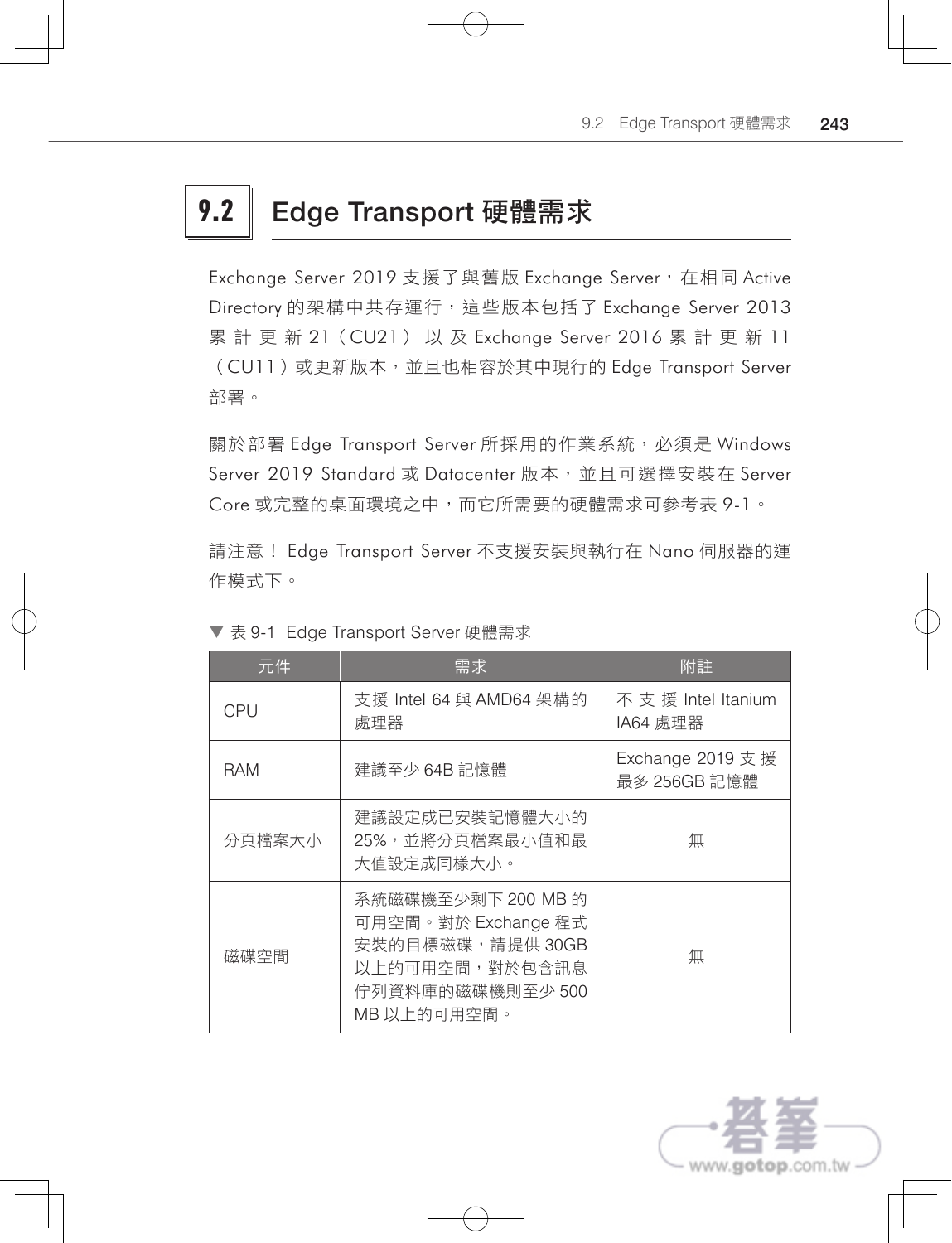## 9.2 Edge Transport 硬體需求

Exchange Server 2019 支援了與舊版 Exchange Server，在相同 Active Directory 的架構中共存運行，這些版本包括了 Exchange Server 2013 累計更新 21（CU21）以及 Exchange Server 2016 累計更新 11（CU11）或更新版本，並且也相容於其中現行的 Edge Transport Server 部署。

關於部署 Edge Transport Server 所採用的作業系統，必須是 Windows Server 2019 Standard 或 Datacenter 版本，並且可選擇安裝在 Server Core 或完整的桌面環境之中，而它所需要的硬體需求可參考表 9-1。

請注意！ Edge Transport Server 不支援安裝與執行在 Nano 伺服器的運作模式下。

▼ 表 9-1 Edge Transport Server 硬體需求

| 元件 | 需求 | 附註 |
|---|---|---|
| CPU | 支援 Intel 64 與 AMD64 架構的處理器 | 不支援 Intel Itanium IA64 處理器 |
| RAM | 建議至少 64B 記憶體 | Exchange 2019 支援最多 256GB 記憶體 |
| 分頁檔案大小 | 建議設定成已安裝記憶體大小的 25%，並將分頁檔案最小值和最大值設定成同樣大小。 | 無 |
| 磁碟空間 | 系統磁碟機至少剩下 200 MB 的可用空間。對於 Exchange 程式安裝的目標磁碟，請提供 30GB 以上的可用空間，對於包含訊息佇列資料庫的磁碟機則至少 500 MB 以上的可用空間。 | 無 |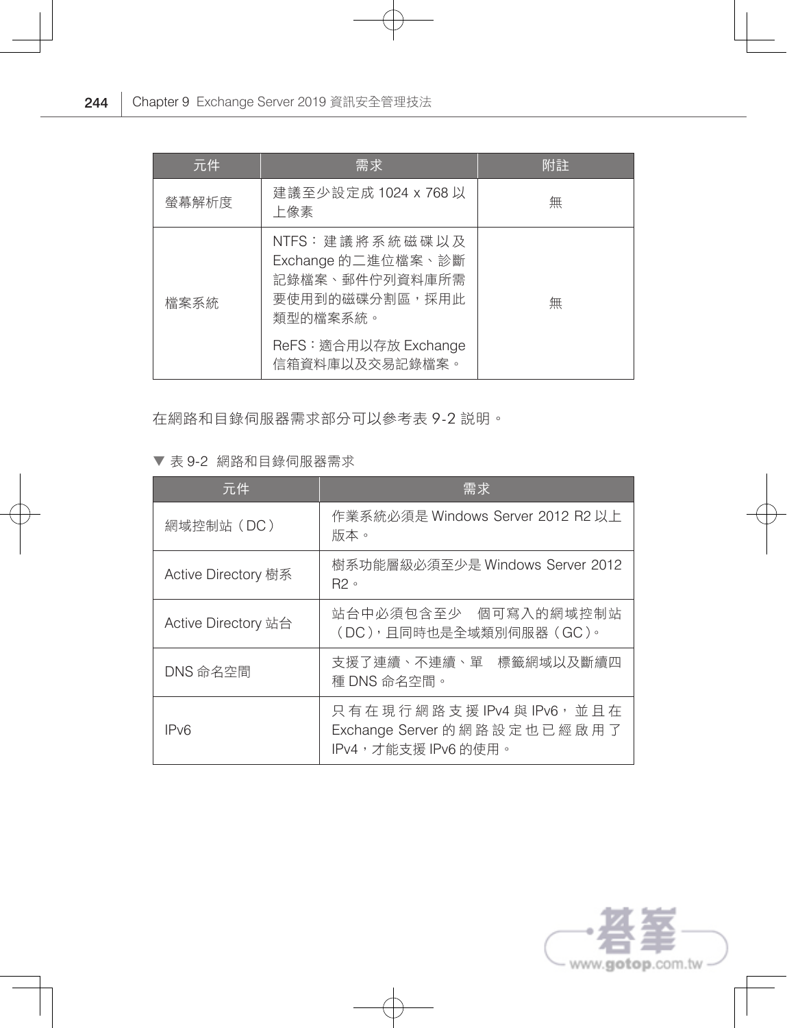| 元件 | 需求 | 附註 |
| --- | --- | --- |
| 螢幕解析度 | 建議至少設定成 1024 x 768 以上像素 | 無 |
| 檔案系統 | NTFS：建議將系統磁碟以及 Exchange 的二進位檔案、診斷記錄檔案、郵件佇列資料庫所需要使用到的磁碟分割區，採用此類型的檔案系統。<br>ReFS：適合用以存放 Exchange 信箱資料庫以及交易記錄檔案。 | 無 |

在網路和目錄伺服器需求部分可以參考表 9-2 說明。

▼ 表 9-2 網路和目錄伺服器需求

| 元件 | 需求 |
| --- | --- |
| 網域控制站（DC） | 作業系統必須是 Windows Server 2012 R2 以上版本。 |
| Active Directory 樹系 | 樹系功能層級必須至少是 Windows Server 2012 R2。 |
| Active Directory 站台 | 站台中必須包含至少 個可寫入的網域控制站（DC），且同時也是全域類別伺服器（GC）。 |
| DNS 命名空間 | 支援了連續、不連續、單 標籤網域以及斷續四種 DNS 命名空間。 |
| IPv6 | 只有在現行網路支援 IPv4 與 IPv6，並且在 Exchange Server 的網路設定也已經啟用了 IPv4，才能支援 IPv6 的使用。 |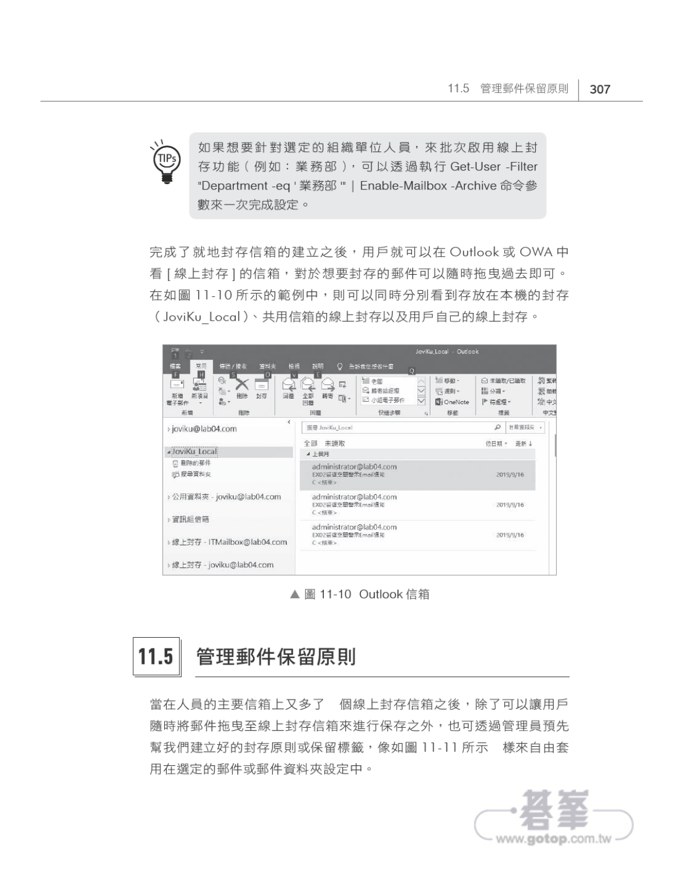> **TIPs**
> 如果想要針對選定的組織單位人員，來批次啟用線上封存功能（例如：業務部），可以透過執行 Get-User -Filter "Department -eq '業務部'" | Enable-Mailbox -Archive 命令參數來一次完成設定。

完成了就地封存信箱的建立之後，用戶就可以在 Outlook 或 OWA 中看 [ 線上封存 ] 的信箱，對於想要封存的郵件可以隨時拖曳過去即可。在如圖 11-10 所示的範例中，則可以同時分別看到存放在本機的封存（JoviKu_Local）、共用信箱的線上封存以及用戶自己的線上封存。

▲ 圖 11-10 Outlook 信箱

## 11.5 管理郵件保留原則

當在人員的主要信箱上又多了 個線上封存信箱之後，除了可以讓用戶隨時將郵件拖曳至線上封存信箱來進行保存之外，也可透過管理員預先幫我們建立好的封存原則或保留標籤，像如圖 11-11 所示 樣來自由套用在選定的郵件或郵件資料夾設定中。